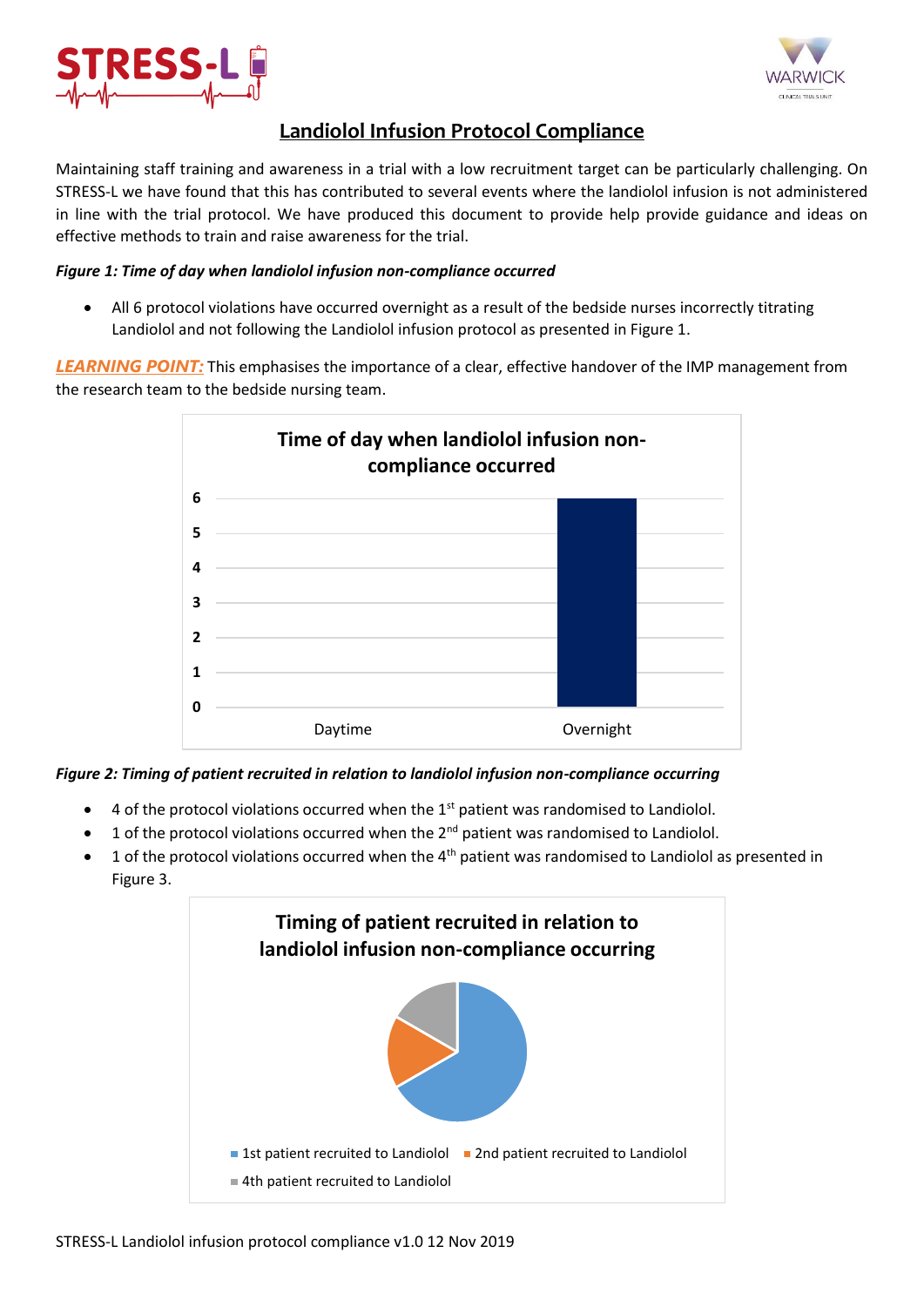# Landiolol Infusion Protocol Compliance

Maintaining staff training and awareness in a trial with a low recruitment target can be particularly challenging. On STRESS-L we have found that this has contributed to several events where the landiolol infusion is not administered in line with the trial protocol. We have produced this document to provide help provide guidance and ideas on effective methods to train and raise awareness for the trial.

***Figure 1: Time of day when landiolol infusion non-compliance occurred***

- All 6 protocol violations have occurred overnight as a result of the bedside nurses incorrectly titrating Landiolol and not following the Landiolol infusion protocol as presented in Figure 1.

***LEARNING POINT:*** This emphasises the importance of a clear, effective handover of the IMP management from the research team to the bedside nursing team.

**Time of day when landiolol infusion non-compliance occurred**

| Time of day | Count |
|---|---|
| Daytime | 0 |
| Overnight | 6 |

***Figure 2: Timing of patient recruited in relation to landiolol infusion non-compliance occurring***

- 4 of the protocol violations occurred when the 1st patient was randomised to Landiolol.
- 1 of the protocol violations occurred when the 2nd patient was randomised to Landiolol.
- 1 of the protocol violations occurred when the 4th patient was randomised to Landiolol as presented in Figure 3.

**Timing of patient recruited in relation to landiolol infusion non-compliance occurring**

- 1st patient recruited to Landiolol
- 2nd patient recruited to Landiolol
- 4th patient recruited to Landiolol

STRESS-L Landiolol infusion protocol compliance v1.0 12 Nov 2019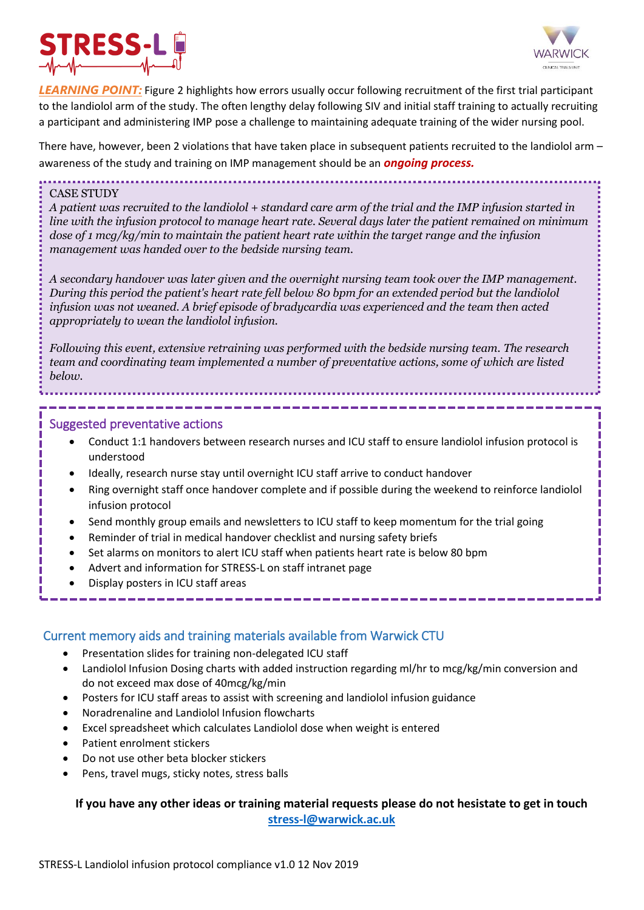***LEARNING POINT:*** Figure 2 highlights how errors usually occur following recruitment of the first trial participant to the landiolol arm of the study. The often lengthy delay following SIV and initial staff training to actually recruiting a participant and administering IMP pose a challenge to maintaining adequate training of the wider nursing pool.

There have, however, been 2 violations that have taken place in subsequent patients recruited to the landiolol arm – awareness of the study and training on IMP management should be an ***ongoing process.***

CASE STUDY

*A patient was recruited to the landiolol + standard care arm of the trial and the IMP infusion started in line with the infusion protocol to manage heart rate. Several days later the patient remained on minimum dose of 1 mcg/kg/min to maintain the patient heart rate within the target range and the infusion management was handed over to the bedside nursing team.*

*A secondary handover was later given and the overnight nursing team took over the IMP management. During this period the patient's heart rate fell below 80 bpm for an extended period but the landiolol infusion was not weaned. A brief episode of bradycardia was experienced and the team then acted appropriately to wean the landiolol infusion.*

*Following this event, extensive retraining was performed with the bedside nursing team. The research team and coordinating team implemented a number of preventative actions, some of which are listed below.*

## Suggested preventative actions

- Conduct 1:1 handovers between research nurses and ICU staff to ensure landiolol infusion protocol is understood
- Ideally, research nurse stay until overnight ICU staff arrive to conduct handover
- Ring overnight staff once handover complete and if possible during the weekend to reinforce landiolol infusion protocol
- Send monthly group emails and newsletters to ICU staff to keep momentum for the trial going
- Reminder of trial in medical handover checklist and nursing safety briefs
- Set alarms on monitors to alert ICU staff when patients heart rate is below 80 bpm
- Advert and information for STRESS-L on staff intranet page
- Display posters in ICU staff areas

## Current memory aids and training materials available from Warwick CTU

- Presentation slides for training non-delegated ICU staff
- Landiolol Infusion Dosing charts with added instruction regarding ml/hr to mcg/kg/min conversion and do not exceed max dose of 40mcg/kg/min
- Posters for ICU staff areas to assist with screening and landiolol infusion guidance
- Noradrenaline and Landiolol Infusion flowcharts
- Excel spreadsheet which calculates Landiolol dose when weight is entered
- Patient enrolment stickers
- Do not use other beta blocker stickers
- Pens, travel mugs, sticky notes, stress balls

**If you have any other ideas or training material requests please do not hesitate to get in touch**
**stress-l@warwick.ac.uk**

STRESS-L Landiolol infusion protocol compliance v1.0 12 Nov 2019